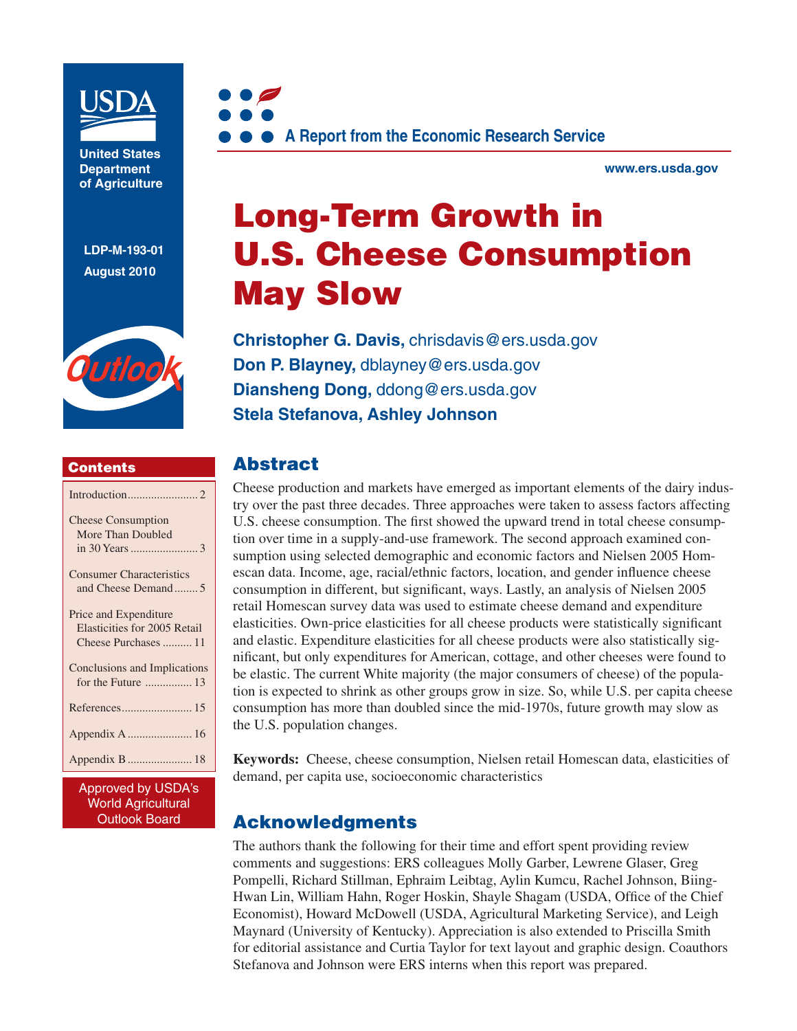USDA

United States Department of Agriculture

LDP-M-193-01
August 2010

Outlook

A Report from the Economic Research Service

www.ers.usda.gov

# Long-Term Growth in U.S. Cheese Consumption May Slow

**Christopher G. Davis,** chrisdavis@ers.usda.gov
**Don P. Blayney,** dblayney@ers.usda.gov
**Diansheng Dong,** ddong@ers.usda.gov
**Stela Stefanova, Ashley Johnson**

## Contents

- Introduction........................ 2
- Cheese Consumption More Than Doubled in 30 Years ...................... 3
- Consumer Characteristics and Cheese Demand........ 5
- Price and Expenditure Elasticities for 2005 Retail Cheese Purchases .......... 11
- Conclusions and Implications for the Future ................ 13
- References........................ 15
- Appendix A ...................... 16
- Appendix B ...................... 18

Approved by USDA's World Agricultural Outlook Board

## Abstract

Cheese production and markets have emerged as important elements of the dairy industry over the past three decades. Three approaches were taken to assess factors affecting U.S. cheese consumption. The first showed the upward trend in total cheese consumption over time in a supply-and-use framework. The second approach examined consumption using selected demographic and economic factors and Nielsen 2005 Homescan data. Income, age, racial/ethnic factors, location, and gender influence cheese consumption in different, but significant, ways. Lastly, an analysis of Nielsen 2005 retail Homescan survey data was used to estimate cheese demand and expenditure elasticities. Own-price elasticities for all cheese products were statistically significant and elastic. Expenditure elasticities for all cheese products were also statistically significant, but only expenditures for American, cottage, and other cheeses were found to be elastic. The current White majority (the major consumers of cheese) of the population is expected to shrink as other groups grow in size. So, while U.S. per capita cheese consumption has more than doubled since the mid-1970s, future growth may slow as the U.S. population changes.

**Keywords:** Cheese, cheese consumption, Nielsen retail Homescan data, elasticities of demand, per capita use, socioeconomic characteristics

## Acknowledgments

The authors thank the following for their time and effort spent providing review comments and suggestions: ERS colleagues Molly Garber, Lewrene Glaser, Greg Pompelli, Richard Stillman, Ephraim Leibtag, Aylin Kumcu, Rachel Johnson, Biing-Hwan Lin, William Hahn, Roger Hoskin, Shayle Shagam (USDA, Office of the Chief Economist), Howard McDowell (USDA, Agricultural Marketing Service), and Leigh Maynard (University of Kentucky). Appreciation is also extended to Priscilla Smith for editorial assistance and Curtia Taylor for text layout and graphic design. Coauthors Stefanova and Johnson were ERS interns when this report was prepared.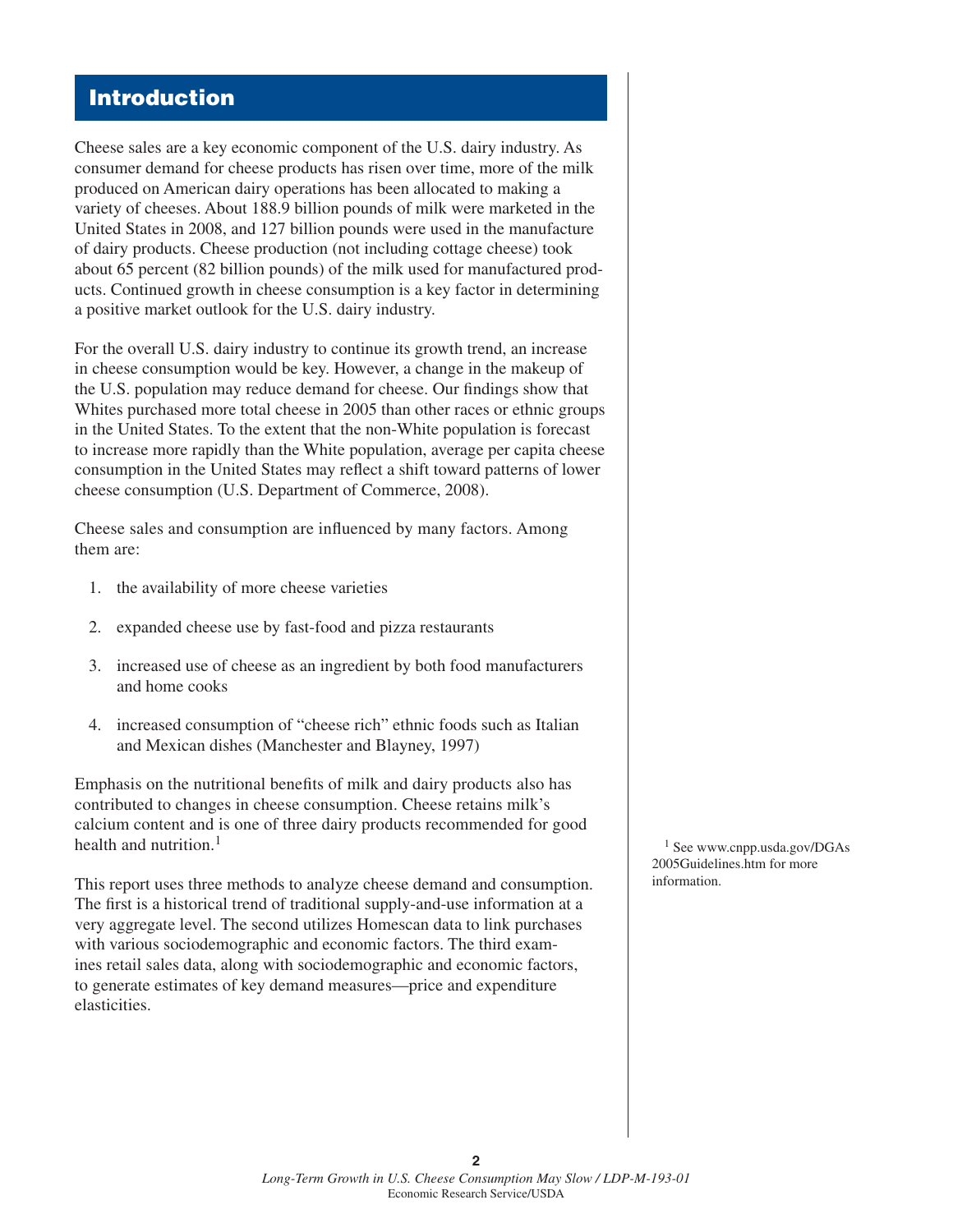## Introduction

Cheese sales are a key economic component of the U.S. dairy industry. As consumer demand for cheese products has risen over time, more of the milk produced on American dairy operations has been allocated to making a variety of cheeses. About 188.9 billion pounds of milk were marketed in the United States in 2008, and 127 billion pounds were used in the manufacture of dairy products. Cheese production (not including cottage cheese) took about 65 percent (82 billion pounds) of the milk used for manufactured products. Continued growth in cheese consumption is a key factor in determining a positive market outlook for the U.S. dairy industry.

For the overall U.S. dairy industry to continue its growth trend, an increase in cheese consumption would be key. However, a change in the makeup of the U.S. population may reduce demand for cheese. Our findings show that Whites purchased more total cheese in 2005 than other races or ethnic groups in the United States. To the extent that the non-White population is forecast to increase more rapidly than the White population, average per capita cheese consumption in the United States may reflect a shift toward patterns of lower cheese consumption (U.S. Department of Commerce, 2008).

Cheese sales and consumption are influenced by many factors. Among them are:

1. the availability of more cheese varieties
2. expanded cheese use by fast-food and pizza restaurants
3. increased use of cheese as an ingredient by both food manufacturers and home cooks
4. increased consumption of "cheese rich" ethnic foods such as Italian and Mexican dishes (Manchester and Blayney, 1997)

Emphasis on the nutritional benefits of milk and dairy products also has contributed to changes in cheese consumption. Cheese retains milk's calcium content and is one of three dairy products recommended for good health and nutrition.[1]

This report uses three methods to analyze cheese demand and consumption. The first is a historical trend of traditional supply-and-use information at a very aggregate level. The second utilizes Homescan data to link purchases with various sociodemographic and economic factors. The third examines retail sales data, along with sociodemographic and economic factors, to generate estimates of key demand measures—price and expenditure elasticities.

[1] See www.cnpp.usda.gov/DGAs2005Guidelines.htm for more information.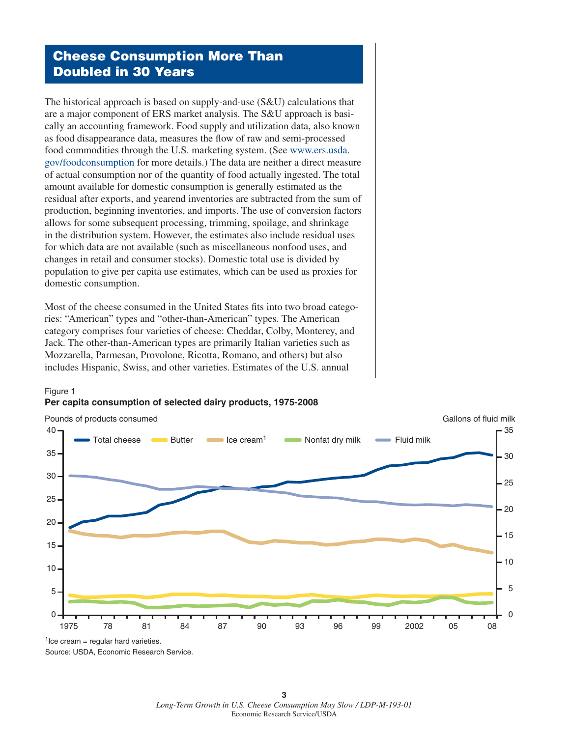## Cheese Consumption More Than Doubled in 30 Years

The historical approach is based on supply-and-use (S&U) calculations that are a major component of ERS market analysis. The S&U approach is basically an accounting framework. Food supply and utilization data, also known as food disappearance data, measures the flow of raw and semi-processed food commodities through the U.S. marketing system. (See www.ers.usda.gov/foodconsumption for more details.) The data are neither a direct measure of actual consumption nor of the quantity of food actually ingested. The total amount available for domestic consumption is generally estimated as the residual after exports, and yearend inventories are subtracted from the sum of production, beginning inventories, and imports. The use of conversion factors allows for some subsequent processing, trimming, spoilage, and shrinkage in the distribution system. However, the estimates also include residual uses for which data are not available (such as miscellaneous nonfood uses, and changes in retail and consumer stocks). Domestic total use is divided by population to give per capita use estimates, which can be used as proxies for domestic consumption.

Most of the cheese consumed in the United States fits into two broad categories: "American" types and "other-than-American" types. The American category comprises four varieties of cheese: Cheddar, Colby, Monterey, and Jack. The other-than-American types are primarily Italian varieties such as Mozzarella, Parmesan, Provolone, Ricotta, Romano, and others) but also includes Hispanic, Swiss, and other varieties. Estimates of the U.S. annual

Figure 1
**Per capita consumption of selected dairy products, 1975-2008**

[1]Ice cream = regular hard varieties.
Source: USDA, Economic Research Service.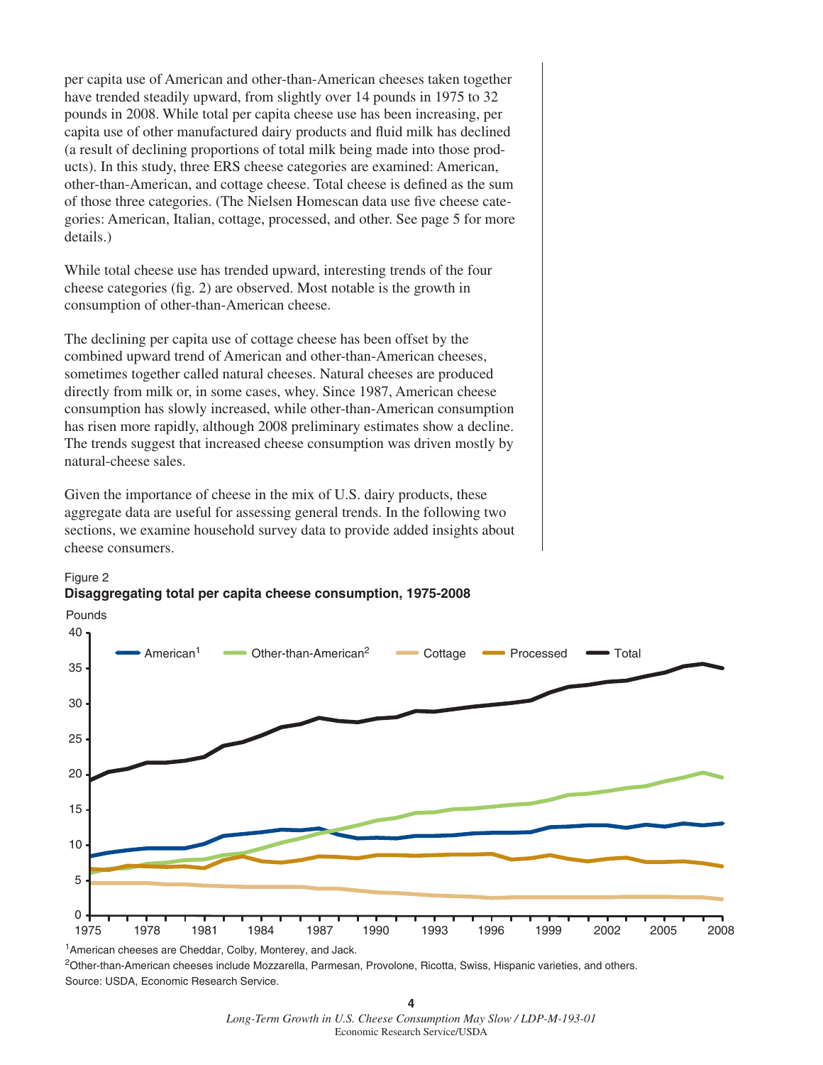per capita use of American and other-than-American cheeses taken together have trended steadily upward, from slightly over 14 pounds in 1975 to 32 pounds in 2008. While total per capita cheese use has been increasing, per capita use of other manufactured dairy products and fluid milk has declined (a result of declining proportions of total milk being made into those products). In this study, three ERS cheese categories are examined: American, other-than-American, and cottage cheese. Total cheese is defined as the sum of those three categories. (The Nielsen Homescan data use five cheese categories: American, Italian, cottage, processed, and other. See page 5 for more details.)

While total cheese use has trended upward, interesting trends of the four cheese categories (fig. 2) are observed. Most notable is the growth in consumption of other-than-American cheese.

The declining per capita use of cottage cheese has been offset by the combined upward trend of American and other-than-American cheeses, sometimes together called natural cheeses. Natural cheeses are produced directly from milk or, in some cases, whey. Since 1987, American cheese consumption has slowly increased, while other-than-American consumption has risen more rapidly, although 2008 preliminary estimates show a decline. The trends suggest that increased cheese consumption was driven mostly by natural-cheese sales.

Given the importance of cheese in the mix of U.S. dairy products, these aggregate data are useful for assessing general trends. In the following two sections, we examine household survey data to provide added insights about cheese consumers.

Figure 2
**Disaggregating total per capita cheese consumption, 1975-2008**

[1]American cheeses are Cheddar, Colby, Monterey, and Jack.

[2]Other-than-American cheeses include Mozzarella, Parmesan, Provolone, Ricotta, Swiss, Hispanic varieties, and others.

Source: USDA, Economic Research Service.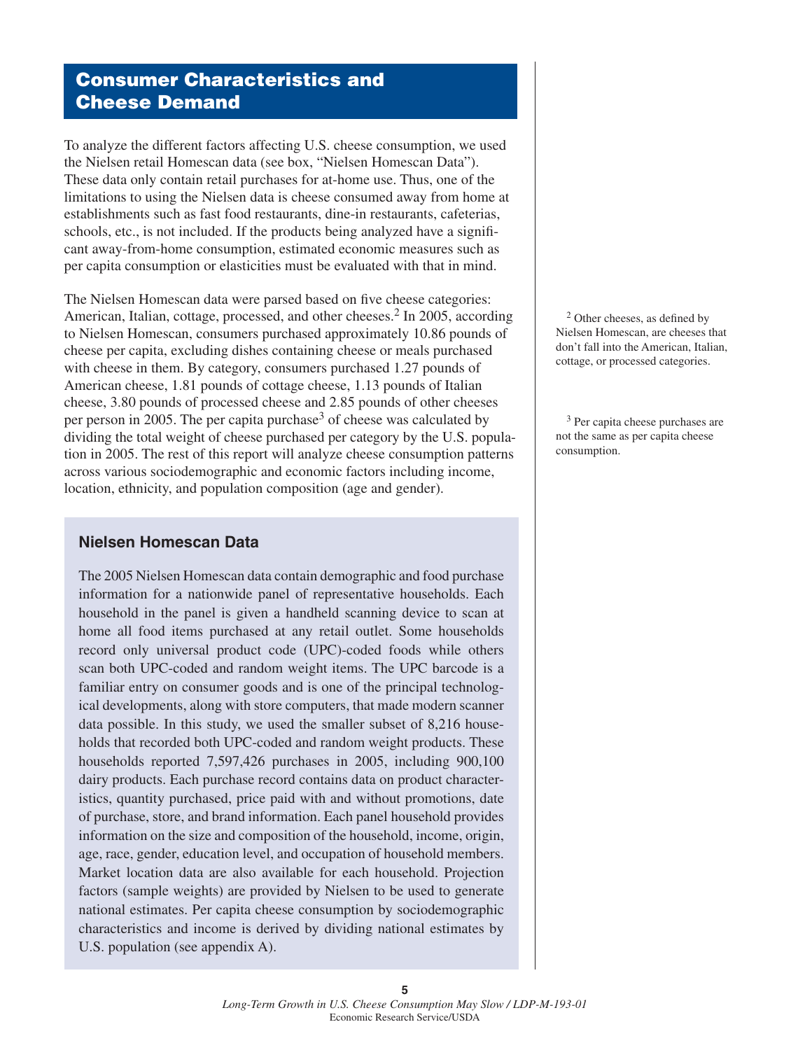## Consumer Characteristics and Cheese Demand

To analyze the different factors affecting U.S. cheese consumption, we used the Nielsen retail Homescan data (see box, "Nielsen Homescan Data"). These data only contain retail purchases for at-home use. Thus, one of the limitations to using the Nielsen data is cheese consumed away from home at establishments such as fast food restaurants, dine-in restaurants, cafeterias, schools, etc., is not included. If the products being analyzed have a significant away-from-home consumption, estimated economic measures such as per capita consumption or elasticities must be evaluated with that in mind.

The Nielsen Homescan data were parsed based on five cheese categories: American, Italian, cottage, processed, and other cheeses.[2] In 2005, according to Nielsen Homescan, consumers purchased approximately 10.86 pounds of cheese per capita, excluding dishes containing cheese or meals purchased with cheese in them. By category, consumers purchased 1.27 pounds of American cheese, 1.81 pounds of cottage cheese, 1.13 pounds of Italian cheese, 3.80 pounds of processed cheese and 2.85 pounds of other cheeses per person in 2005. The per capita purchase[3] of cheese was calculated by dividing the total weight of cheese purchased per category by the U.S. population in 2005. The rest of this report will analyze cheese consumption patterns across various sociodemographic and economic factors including income, location, ethnicity, and population composition (age and gender).

### Nielsen Homescan Data

The 2005 Nielsen Homescan data contain demographic and food purchase information for a nationwide panel of representative households. Each household in the panel is given a handheld scanning device to scan at home all food items purchased at any retail outlet. Some households record only universal product code (UPC)-coded foods while others scan both UPC-coded and random weight items. The UPC barcode is a familiar entry on consumer goods and is one of the principal technological developments, along with store computers, that made modern scanner data possible. In this study, we used the smaller subset of 8,216 households that recorded both UPC-coded and random weight products. These households reported 7,597,426 purchases in 2005, including 900,100 dairy products. Each purchase record contains data on product characteristics, quantity purchased, price paid with and without promotions, date of purchase, store, and brand information. Each panel household provides information on the size and composition of the household, income, origin, age, race, gender, education level, and occupation of household members. Market location data are also available for each household. Projection factors (sample weights) are provided by Nielsen to be used to generate national estimates. Per capita cheese consumption by sociodemographic characteristics and income is derived by dividing national estimates by U.S. population (see appendix A).

---

[2] Other cheeses, as defined by Nielsen Homescan, are cheeses that don't fall into the American, Italian, cottage, or processed categories.

[3] Per capita cheese purchases are not the same as per capita cheese consumption.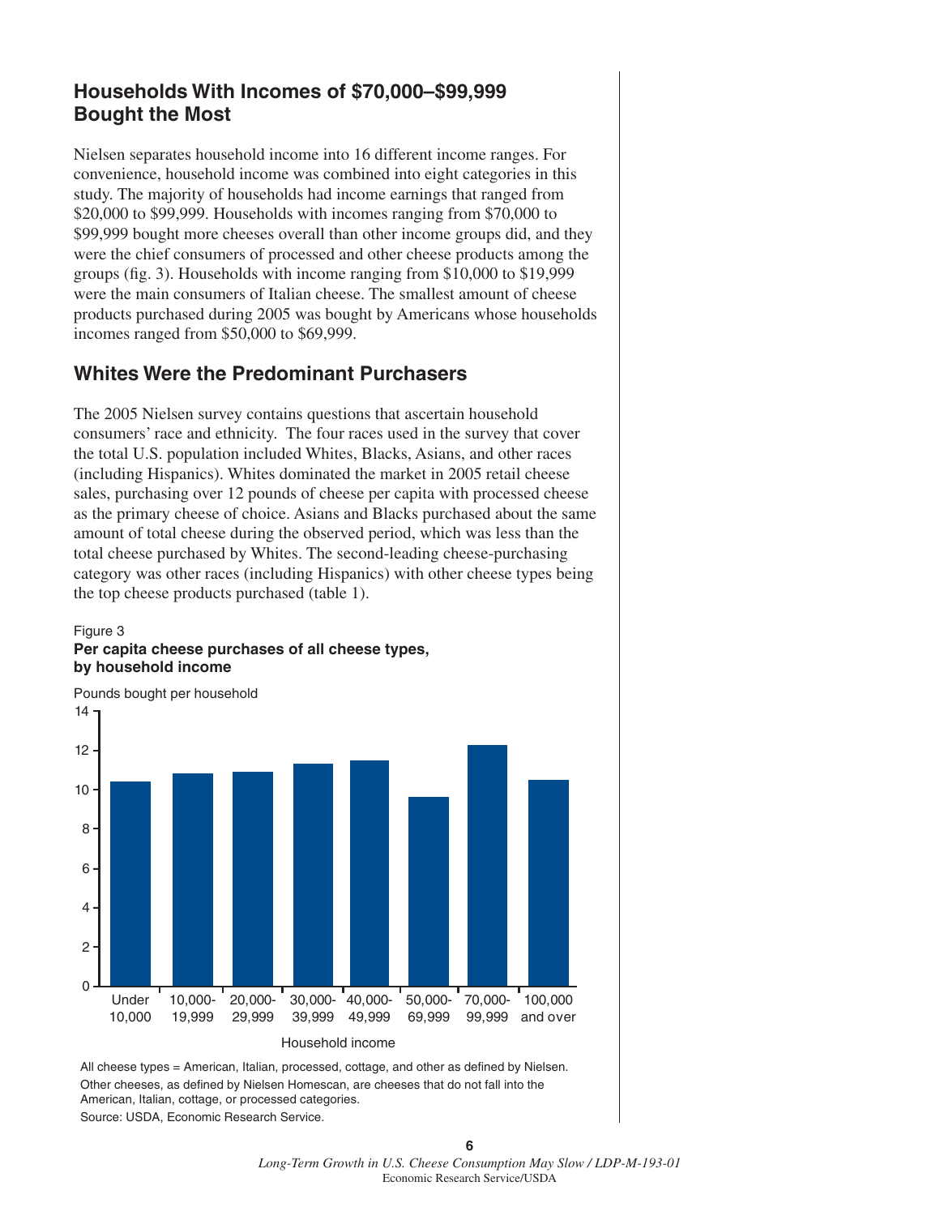## Households With Incomes of $70,000–$99,999 Bought the Most

Nielsen separates household income into 16 different income ranges. For convenience, household income was combined into eight categories in this study. The majority of households had income earnings that ranged from $20,000 to $99,999. Households with incomes ranging from $70,000 to $99,999 bought more cheeses overall than other income groups did, and they were the chief consumers of processed and other cheese products among the groups (fig. 3). Households with income ranging from $10,000 to $19,999 were the main consumers of Italian cheese. The smallest amount of cheese products purchased during 2005 was bought by Americans whose households incomes ranged from $50,000 to $69,999.

## Whites Were the Predominant Purchasers

The 2005 Nielsen survey contains questions that ascertain household consumers' race and ethnicity. The four races used in the survey that cover the total U.S. population included Whites, Blacks, Asians, and other races (including Hispanics). Whites dominated the market in 2005 retail cheese sales, purchasing over 12 pounds of cheese per capita with processed cheese as the primary cheese of choice. Asians and Blacks purchased about the same amount of total cheese during the observed period, which was less than the total cheese purchased by Whites. The second-leading cheese-purchasing category was other races (including Hispanics) with other cheese types being the top cheese products purchased (table 1).

Figure 3
**Per capita cheese purchases of all cheese types, by household income**

Pounds bought per household

| Household income | Pounds (approx.) |
| --- | --- |
| Under 10,000 | 10.4 |
| 10,000-19,999 | 10.8 |
| 20,000-29,999 | 10.9 |
| 30,000-39,999 | 11.3 |
| 40,000-49,999 | 11.5 |
| 50,000-69,999 | 9.6 |
| 70,000-99,999 | 12.2 |
| 100,000 and over | 10.5 |

All cheese types = American, Italian, processed, cottage, and other as defined by Nielsen.
Other cheeses, as defined by Nielsen Homescan, are cheeses that do not fall into the American, Italian, cottage, or processed categories.
Source: USDA, Economic Research Service.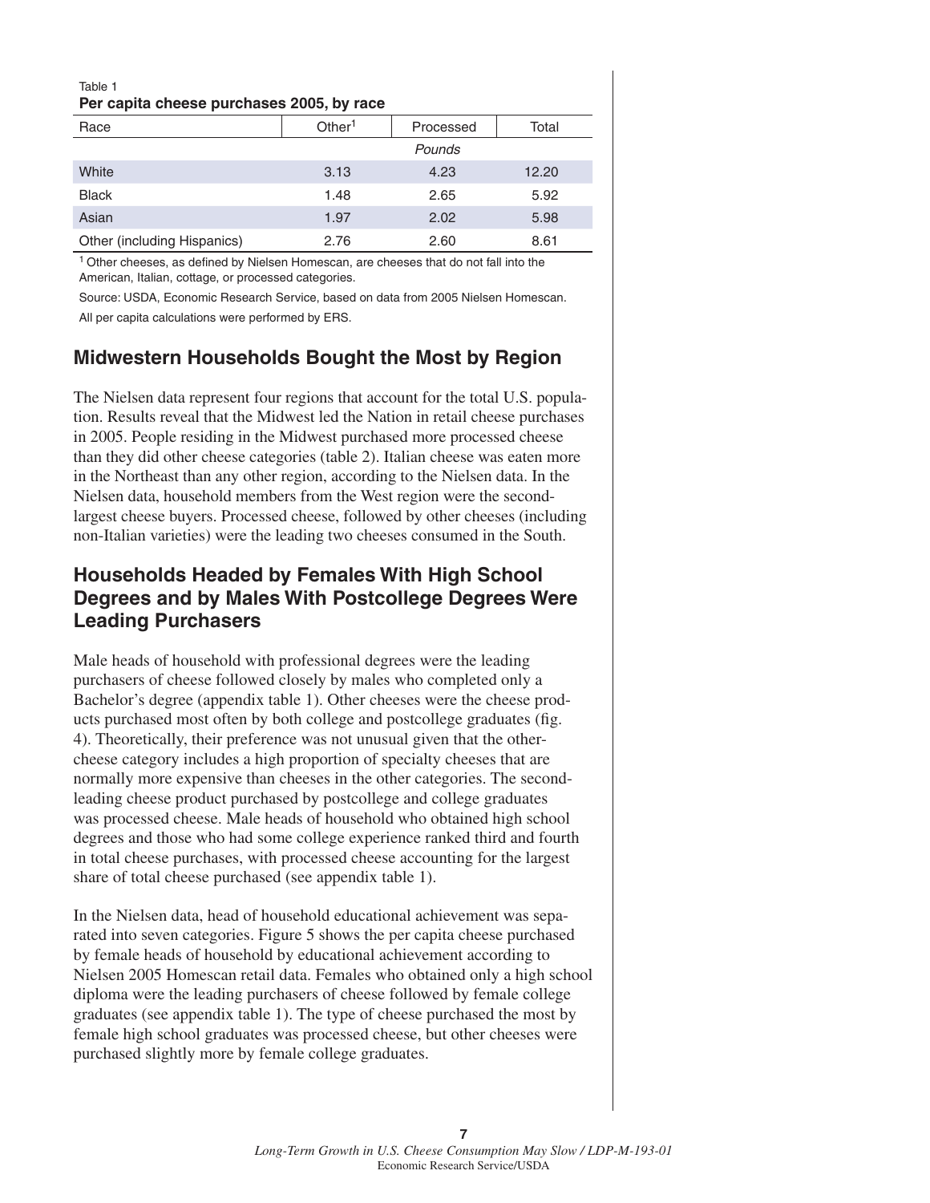Table 1
**Per capita cheese purchases 2005, by race**

| Race | Other[1] | Processed | Total |
|---|---|---|---|
| | | *Pounds* | |
| White | 3.13 | 4.23 | 12.20 |
| Black | 1.48 | 2.65 | 5.92 |
| Asian | 1.97 | 2.02 | 5.98 |
| Other (including Hispanics) | 2.76 | 2.60 | 8.61 |

[1] Other cheeses, as defined by Nielsen Homescan, are cheeses that do not fall into the American, Italian, cottage, or processed categories.

Source: USDA, Economic Research Service, based on data from 2005 Nielsen Homescan.

All per capita calculations were performed by ERS.

## Midwestern Households Bought the Most by Region

The Nielsen data represent four regions that account for the total U.S. population. Results reveal that the Midwest led the Nation in retail cheese purchases in 2005. People residing in the Midwest purchased more processed cheese than they did other cheese categories (table 2). Italian cheese was eaten more in the Northeast than any other region, according to the Nielsen data. In the Nielsen data, household members from the West region were the second-largest cheese buyers. Processed cheese, followed by other cheeses (including non-Italian varieties) were the leading two cheeses consumed in the South.

## Households Headed by Females With High School Degrees and by Males With Postcollege Degrees Were Leading Purchasers

Male heads of household with professional degrees were the leading purchasers of cheese followed closely by males who completed only a Bachelor's degree (appendix table 1). Other cheeses were the cheese products purchased most often by both college and postcollege graduates (fig. 4). Theoretically, their preference was not unusual given that the other-cheese category includes a high proportion of specialty cheeses that are normally more expensive than cheeses in the other categories. The second-leading cheese product purchased by postcollege and college graduates was processed cheese. Male heads of household who obtained high school degrees and those who had some college experience ranked third and fourth in total cheese purchases, with processed cheese accounting for the largest share of total cheese purchased (see appendix table 1).

In the Nielsen data, head of household educational achievement was separated into seven categories. Figure 5 shows the per capita cheese purchased by female heads of household by educational achievement according to Nielsen 2005 Homescan retail data. Females who obtained only a high school diploma were the leading purchasers of cheese followed by female college graduates (see appendix table 1). The type of cheese purchased the most by female high school graduates was processed cheese, but other cheeses were purchased slightly more by female college graduates.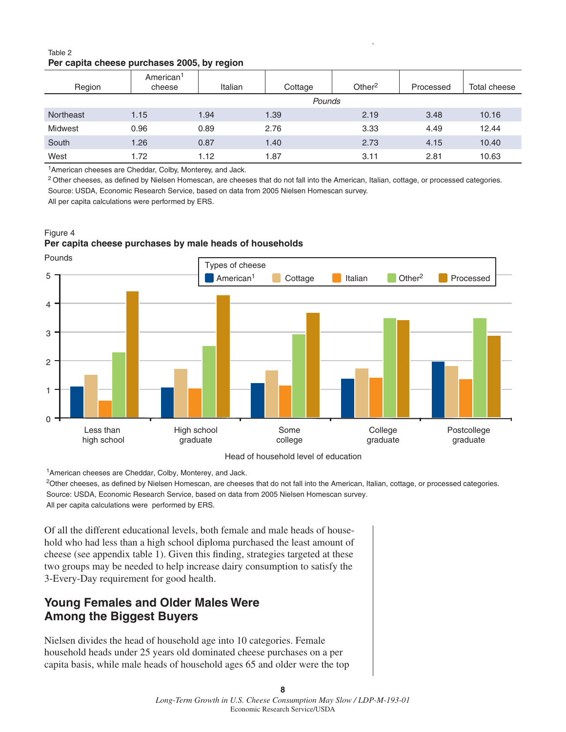Table 2
**Per capita cheese purchases 2005, by region**

| Region | American[1] cheese | Italian | Cottage | Other[2] | Processed | Total cheese |
|---|---|---|---|---|---|---|
| | *Pounds* | | | | | |
| Northeast | 1.15 | 1.94 | 1.39 | 2.19 | 3.48 | 10.16 |
| Midwest | 0.96 | 0.89 | 2.76 | 3.33 | 4.49 | 12.44 |
| South | 1.26 | 0.87 | 1.40 | 2.73 | 4.15 | 10.40 |
| West | 1.72 | 1.12 | 1.87 | 3.11 | 2.81 | 10.63 |

[1]American cheeses are Cheddar, Colby, Monterey, and Jack.

[2] Other cheeses, as defined by Nielsen Homescan, are cheeses that do not fall into the American, Italian, cottage, or processed categories.

Source: USDA, Economic Research Service, based on data from 2005 Nielsen Homescan survey.

All per capita calculations were performed by ERS.

Figure 4
**Per capita cheese purchases by male heads of households**

[1]American cheeses are Cheddar, Colby, Monterey, and Jack.

[2]Other cheeses, as defined by Nielsen Homescan, are cheeses that do not fall into the American, Italian, cottage, or processed categories.

Source: USDA, Economic Research Service, based on data from 2005 Nielsen Homescan survey.

All per capita calculations were performed by ERS.

Of all the different educational levels, both female and male heads of household who had less than a high school diploma purchased the least amount of cheese (see appendix table 1). Given this finding, strategies targeted at these two groups may be needed to help increase dairy consumption to satisfy the 3-Every-Day requirement for good health.

## Young Females and Older Males Were Among the Biggest Buyers

Nielsen divides the head of household age into 10 categories. Female household heads under 25 years old dominated cheese purchases on a per capita basis, while male heads of household ages 65 and older were the top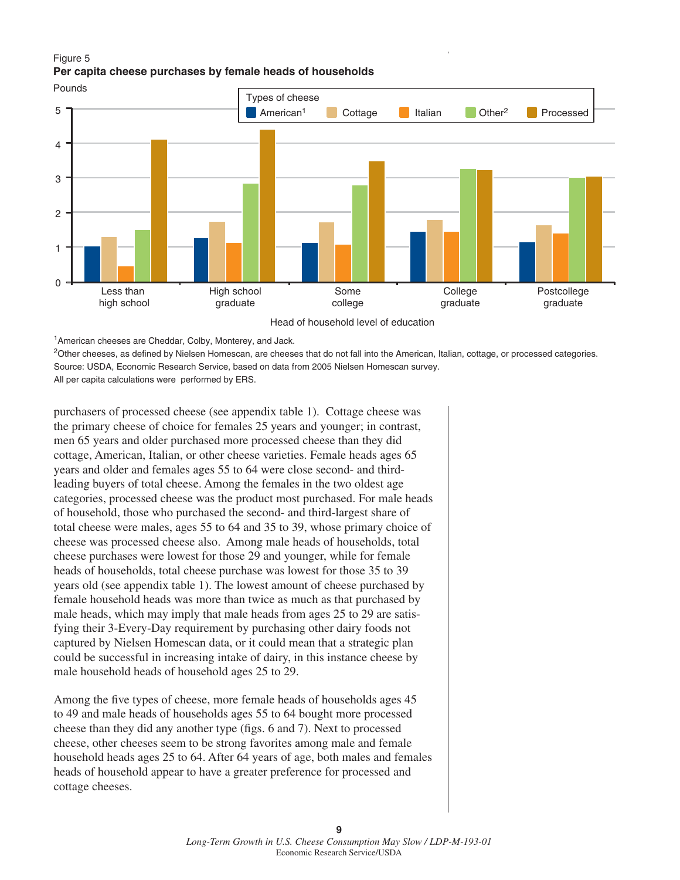Figure 5

**Per capita cheese purchases by female heads of households**

[1]American cheeses are Cheddar, Colby, Monterey, and Jack.

[2]Other cheeses, as defined by Nielsen Homescan, are cheeses that do not fall into the American, Italian, cottage, or processed categories.

Source: USDA, Economic Research Service, based on data from 2005 Nielsen Homescan survey.

All per capita calculations were performed by ERS.

purchasers of processed cheese (see appendix table 1). Cottage cheese was the primary cheese of choice for females 25 years and younger; in contrast, men 65 years and older purchased more processed cheese than they did cottage, American, Italian, or other cheese varieties. Female heads ages 65 years and older and females ages 55 to 64 were close second- and third-leading buyers of total cheese. Among the females in the two oldest age categories, processed cheese was the product most purchased. For male heads of household, those who purchased the second- and third-largest share of total cheese were males, ages 55 to 64 and 35 to 39, whose primary choice of cheese was processed cheese also. Among male heads of households, total cheese purchases were lowest for those 29 and younger, while for female heads of households, total cheese purchase was lowest for those 35 to 39 years old (see appendix table 1). The lowest amount of cheese purchased by female household heads was more than twice as much as that purchased by male heads, which may imply that male heads from ages 25 to 29 are satisfying their 3-Every-Day requirement by purchasing other dairy foods not captured by Nielsen Homescan data, or it could mean that a strategic plan could be successful in increasing intake of dairy, in this instance cheese by male household heads of household ages 25 to 29.

Among the five types of cheese, more female heads of households ages 45 to 49 and male heads of households ages 55 to 64 bought more processed cheese than they did any another type (figs. 6 and 7). Next to processed cheese, other cheeses seem to be strong favorites among male and female household heads ages 25 to 64. After 64 years of age, both males and females heads of household appear to have a greater preference for processed and cottage cheeses.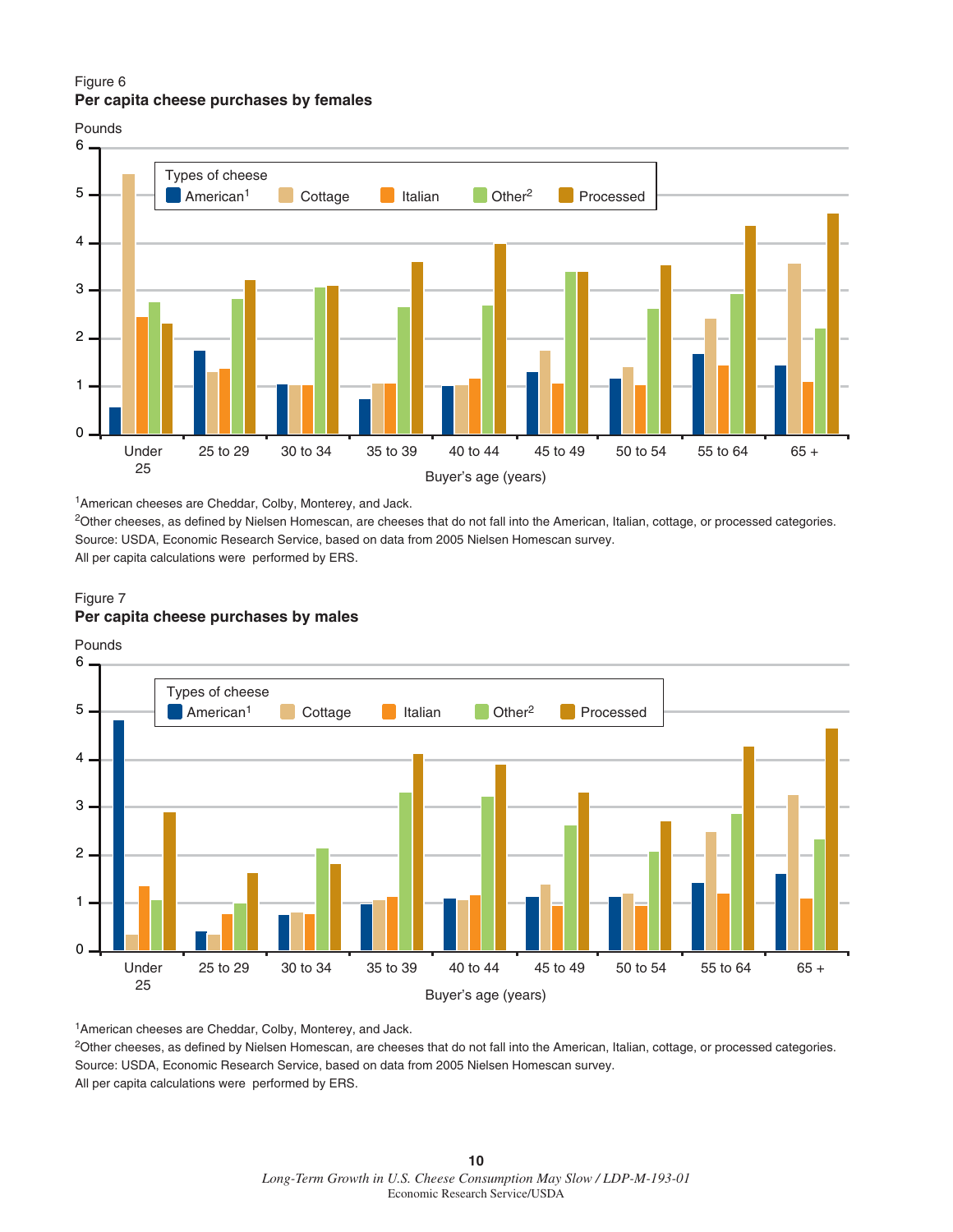Figure 6
**Per capita cheese purchases by females**

Pounds

Types of cheese: American[1], Cottage, Italian, Other[2], Processed

Buyer's age (years): Under 25, 25 to 29, 30 to 34, 35 to 39, 40 to 44, 45 to 49, 50 to 54, 55 to 64, 65 +

[1]American cheeses are Cheddar, Colby, Monterey, and Jack.

[2]Other cheeses, as defined by Nielsen Homescan, are cheeses that do not fall into the American, Italian, cottage, or processed categories.

Source: USDA, Economic Research Service, based on data from 2005 Nielsen Homescan survey.

All per capita calculations were performed by ERS.

Figure 7
**Per capita cheese purchases by males**

Pounds

Types of cheese: American[1], Cottage, Italian, Other[2], Processed

Buyer's age (years): Under 25, 25 to 29, 30 to 34, 35 to 39, 40 to 44, 45 to 49, 50 to 54, 55 to 64, 65 +

[1]American cheeses are Cheddar, Colby, Monterey, and Jack.

[2]Other cheeses, as defined by Nielsen Homescan, are cheeses that do not fall into the American, Italian, cottage, or processed categories.

Source: USDA, Economic Research Service, based on data from 2005 Nielsen Homescan survey.

All per capita calculations were performed by ERS.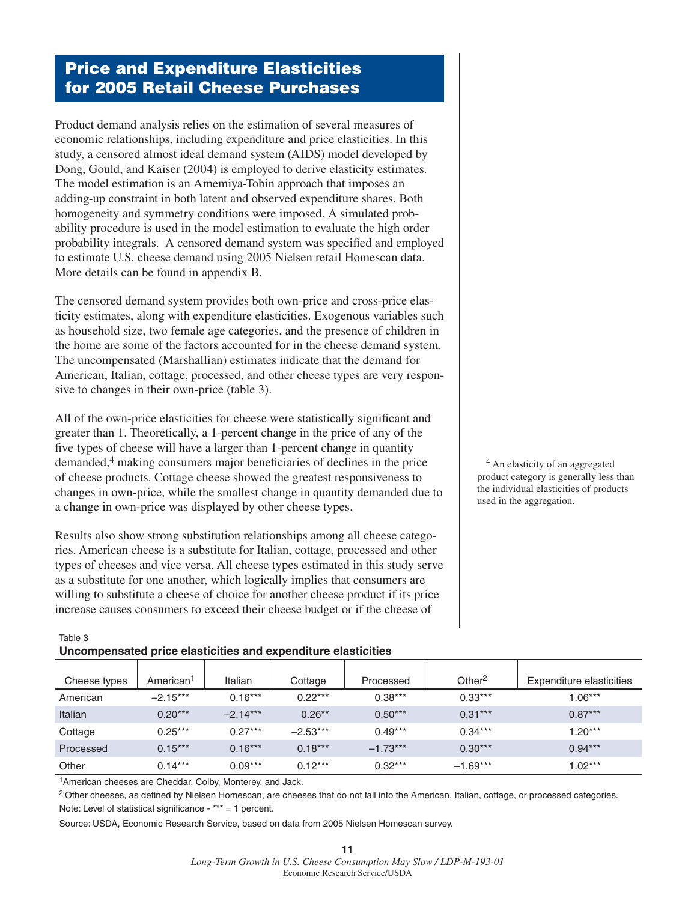## Price and Expenditure Elasticities for 2005 Retail Cheese Purchases

Product demand analysis relies on the estimation of several measures of economic relationships, including expenditure and price elasticities. In this study, a censored almost ideal demand system (AIDS) model developed by Dong, Gould, and Kaiser (2004) is employed to derive elasticity estimates. The model estimation is an Amemiya-Tobin approach that imposes an adding-up constraint in both latent and observed expenditure shares. Both homogeneity and symmetry conditions were imposed. A simulated probability procedure is used in the model estimation to evaluate the high order probability integrals. A censored demand system was specified and employed to estimate U.S. cheese demand using 2005 Nielsen retail Homescan data. More details can be found in appendix B.

The censored demand system provides both own-price and cross-price elasticity estimates, along with expenditure elasticities. Exogenous variables such as household size, two female age categories, and the presence of children in the home are some of the factors accounted for in the cheese demand system. The uncompensated (Marshallian) estimates indicate that the demand for American, Italian, cottage, processed, and other cheese types are very responsive to changes in their own-price (table 3).

All of the own-price elasticities for cheese were statistically significant and greater than 1. Theoretically, a 1-percent change in the price of any of the five types of cheese will have a larger than 1-percent change in quantity demanded,[4] making consumers major beneficiaries of declines in the price of cheese products. Cottage cheese showed the greatest responsiveness to changes in own-price, while the smallest change in quantity demanded due to a change in own-price was displayed by other cheese types.

[4] An elasticity of an aggregated product category is generally less than the individual elasticities of products used in the aggregation.

Results also show strong substitution relationships among all cheese categories. American cheese is a substitute for Italian, cottage, processed and other types of cheeses and vice versa. All cheese types estimated in this study serve as a substitute for one another, which logically implies that consumers are willing to substitute a cheese of choice for another cheese product if its price increase causes consumers to exceed their cheese budget or if the cheese of

Table 3
**Uncompensated price elasticities and expenditure elasticities**

| Cheese types | American[1] | Italian | Cottage | Processed | Other[2] | Expenditure elasticities |
|---|---|---|---|---|---|---|
| American | −2.15*** | 0.16*** | 0.22*** | 0.38*** | 0.33*** | 1.06*** |
| Italian | 0.20*** | −2.14*** | 0.26** | 0.50*** | 0.31*** | 0.87*** |
| Cottage | 0.25*** | 0.27*** | −2.53*** | 0.49*** | 0.34*** | 1.20*** |
| Processed | 0.15*** | 0.16*** | 0.18*** | −1.73*** | 0.30*** | 0.94*** |
| Other | 0.14*** | 0.09*** | 0.12*** | 0.32*** | −1.69*** | 1.02*** |

[1]American cheeses are Cheddar, Colby, Monterey, and Jack.

[2] Other cheeses, as defined by Nielsen Homescan, are cheeses that do not fall into the American, Italian, cottage, or processed categories.

Note: Level of statistical significance - *** = 1 percent.

Source: USDA, Economic Research Service, based on data from 2005 Nielsen Homescan survey.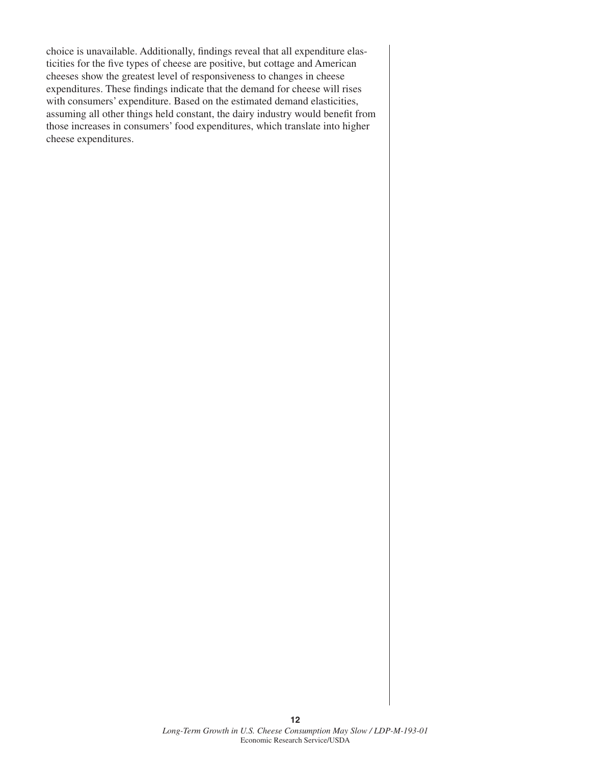choice is unavailable. Additionally, findings reveal that all expenditure elasticities for the five types of cheese are positive, but cottage and American cheeses show the greatest level of responsiveness to changes in cheese expenditures. These findings indicate that the demand for cheese will rises with consumers' expenditure. Based on the estimated demand elasticities, assuming all other things held constant, the dairy industry would benefit from those increases in consumers' food expenditures, which translate into higher cheese expenditures.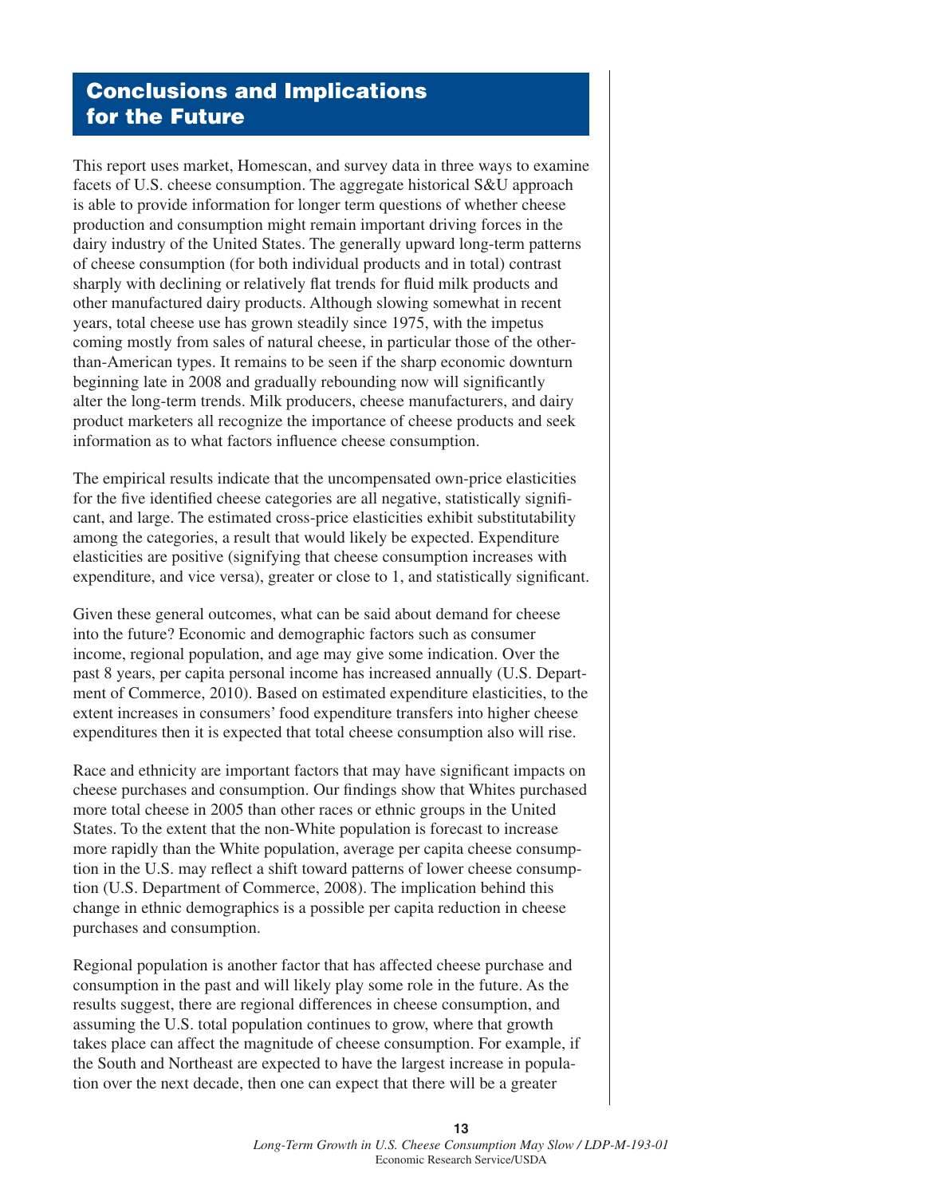## Conclusions and Implications for the Future

This report uses market, Homescan, and survey data in three ways to examine facets of U.S. cheese consumption. The aggregate historical S&U approach is able to provide information for longer term questions of whether cheese production and consumption might remain important driving forces in the dairy industry of the United States. The generally upward long-term patterns of cheese consumption (for both individual products and in total) contrast sharply with declining or relatively flat trends for fluid milk products and other manufactured dairy products. Although slowing somewhat in recent years, total cheese use has grown steadily since 1975, with the impetus coming mostly from sales of natural cheese, in particular those of the other-than-American types. It remains to be seen if the sharp economic downturn beginning late in 2008 and gradually rebounding now will significantly alter the long-term trends. Milk producers, cheese manufacturers, and dairy product marketers all recognize the importance of cheese products and seek information as to what factors influence cheese consumption.

The empirical results indicate that the uncompensated own-price elasticities for the five identified cheese categories are all negative, statistically significant, and large. The estimated cross-price elasticities exhibit substitutability among the categories, a result that would likely be expected. Expenditure elasticities are positive (signifying that cheese consumption increases with expenditure, and vice versa), greater or close to 1, and statistically significant.

Given these general outcomes, what can be said about demand for cheese into the future? Economic and demographic factors such as consumer income, regional population, and age may give some indication. Over the past 8 years, per capita personal income has increased annually (U.S. Department of Commerce, 2010). Based on estimated expenditure elasticities, to the extent increases in consumers' food expenditure transfers into higher cheese expenditures then it is expected that total cheese consumption also will rise.

Race and ethnicity are important factors that may have significant impacts on cheese purchases and consumption. Our findings show that Whites purchased more total cheese in 2005 than other races or ethnic groups in the United States. To the extent that the non-White population is forecast to increase more rapidly than the White population, average per capita cheese consumption in the U.S. may reflect a shift toward patterns of lower cheese consumption (U.S. Department of Commerce, 2008). The implication behind this change in ethnic demographics is a possible per capita reduction in cheese purchases and consumption.

Regional population is another factor that has affected cheese purchase and consumption in the past and will likely play some role in the future. As the results suggest, there are regional differences in cheese consumption, and assuming the U.S. total population continues to grow, where that growth takes place can affect the magnitude of cheese consumption. For example, if the South and Northeast are expected to have the largest increase in population over the next decade, then one can expect that there will be a greater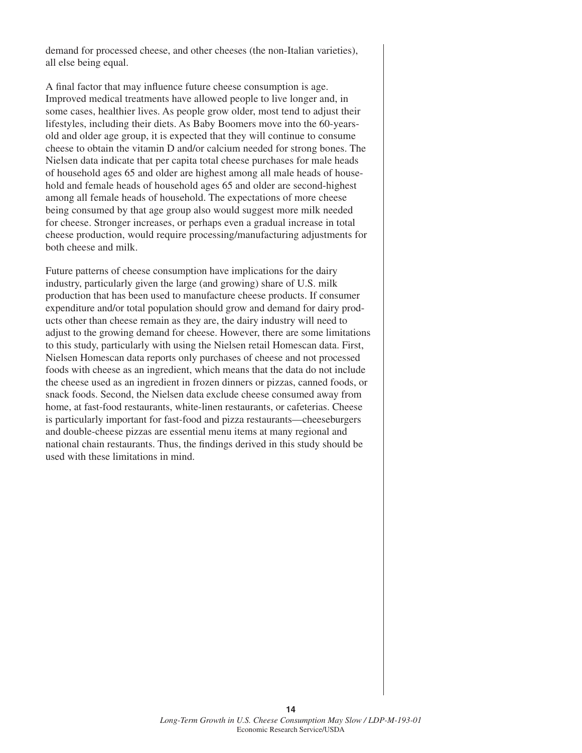demand for processed cheese, and other cheeses (the non-Italian varieties), all else being equal.

A final factor that may influence future cheese consumption is age. Improved medical treatments have allowed people to live longer and, in some cases, healthier lives. As people grow older, most tend to adjust their lifestyles, including their diets. As Baby Boomers move into the 60-years-old and older age group, it is expected that they will continue to consume cheese to obtain the vitamin D and/or calcium needed for strong bones. The Nielsen data indicate that per capita total cheese purchases for male heads of household ages 65 and older are highest among all male heads of household and female heads of household ages 65 and older are second-highest among all female heads of household. The expectations of more cheese being consumed by that age group also would suggest more milk needed for cheese. Stronger increases, or perhaps even a gradual increase in total cheese production, would require processing/manufacturing adjustments for both cheese and milk.

Future patterns of cheese consumption have implications for the dairy industry, particularly given the large (and growing) share of U.S. milk production that has been used to manufacture cheese products. If consumer expenditure and/or total population should grow and demand for dairy products other than cheese remain as they are, the dairy industry will need to adjust to the growing demand for cheese. However, there are some limitations to this study, particularly with using the Nielsen retail Homescan data. First, Nielsen Homescan data reports only purchases of cheese and not processed foods with cheese as an ingredient, which means that the data do not include the cheese used as an ingredient in frozen dinners or pizzas, canned foods, or snack foods. Second, the Nielsen data exclude cheese consumed away from home, at fast-food restaurants, white-linen restaurants, or cafeterias. Cheese is particularly important for fast-food and pizza restaurants—cheeseburgers and double-cheese pizzas are essential menu items at many regional and national chain restaurants. Thus, the findings derived in this study should be used with these limitations in mind.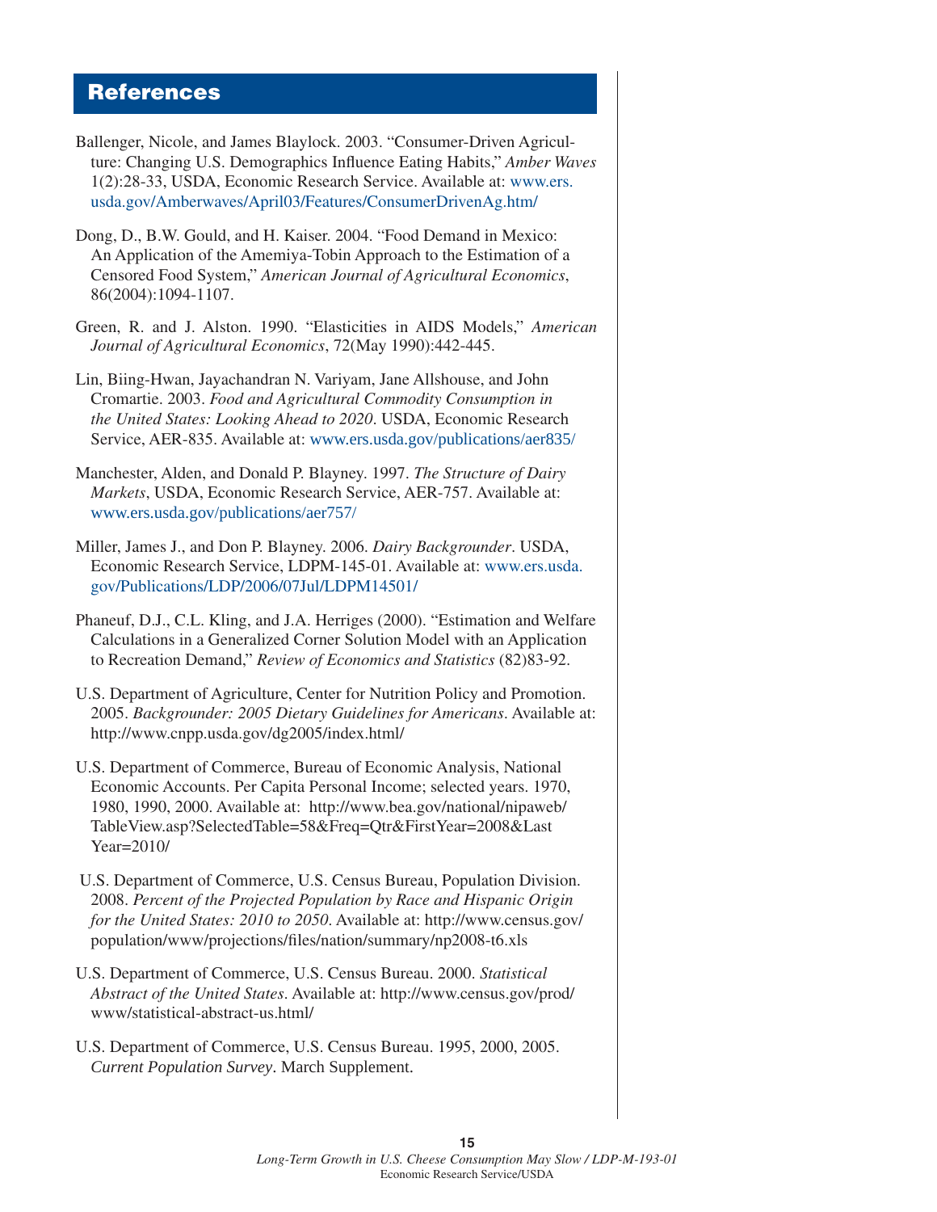# References

Ballenger, Nicole, and James Blaylock. 2003. "Consumer-Driven Agriculture: Changing U.S. Demographics Influence Eating Habits," *Amber Waves* 1(2):28-33, USDA, Economic Research Service. Available at: www.ers.usda.gov/Amberwaves/April03/Features/ConsumerDrivenAg.htm/

Dong, D., B.W. Gould, and H. Kaiser. 2004. "Food Demand in Mexico: An Application of the Amemiya-Tobin Approach to the Estimation of a Censored Food System," *American Journal of Agricultural Economics*, 86(2004):1094-1107.

Green, R. and J. Alston. 1990. "Elasticities in AIDS Models," *American Journal of Agricultural Economics*, 72(May 1990):442-445.

Lin, Biing-Hwan, Jayachandran N. Variyam, Jane Allshouse, and John Cromartie. 2003. *Food and Agricultural Commodity Consumption in the United States: Looking Ahead to 2020*. USDA, Economic Research Service, AER-835. Available at: www.ers.usda.gov/publications/aer835/

Manchester, Alden, and Donald P. Blayney. 1997. *The Structure of Dairy Markets*, USDA, Economic Research Service, AER-757. Available at: www.ers.usda.gov/publications/aer757/

Miller, James J., and Don P. Blayney. 2006. *Dairy Backgrounder*. USDA, Economic Research Service, LDPM-145-01. Available at: www.ers.usda.gov/Publications/LDP/2006/07Jul/LDPM14501/

Phaneuf, D.J., C.L. Kling, and J.A. Herriges (2000). "Estimation and Welfare Calculations in a Generalized Corner Solution Model with an Application to Recreation Demand," *Review of Economics and Statistics* (82)83-92.

U.S. Department of Agriculture, Center for Nutrition Policy and Promotion. 2005. *Backgrounder: 2005 Dietary Guidelines for Americans*. Available at: http://www.cnpp.usda.gov/dg2005/index.html/

U.S. Department of Commerce, Bureau of Economic Analysis, National Economic Accounts. Per Capita Personal Income; selected years. 1970, 1980, 1990, 2000. Available at: http://www.bea.gov/national/nipaweb/TableView.asp?SelectedTable=58&Freq=Qtr&FirstYear=2008&LastYear=2010/

U.S. Department of Commerce, U.S. Census Bureau, Population Division. 2008. *Percent of the Projected Population by Race and Hispanic Origin for the United States: 2010 to 2050*. Available at: http://www.census.gov/population/www/projections/files/nation/summary/np2008-t6.xls

U.S. Department of Commerce, U.S. Census Bureau. 2000. *Statistical Abstract of the United States*. Available at: http://www.census.gov/prod/www/statistical-abstract-us.html/

U.S. Department of Commerce, U.S. Census Bureau. 1995, 2000, 2005. *Current Population Survey*. March Supplement.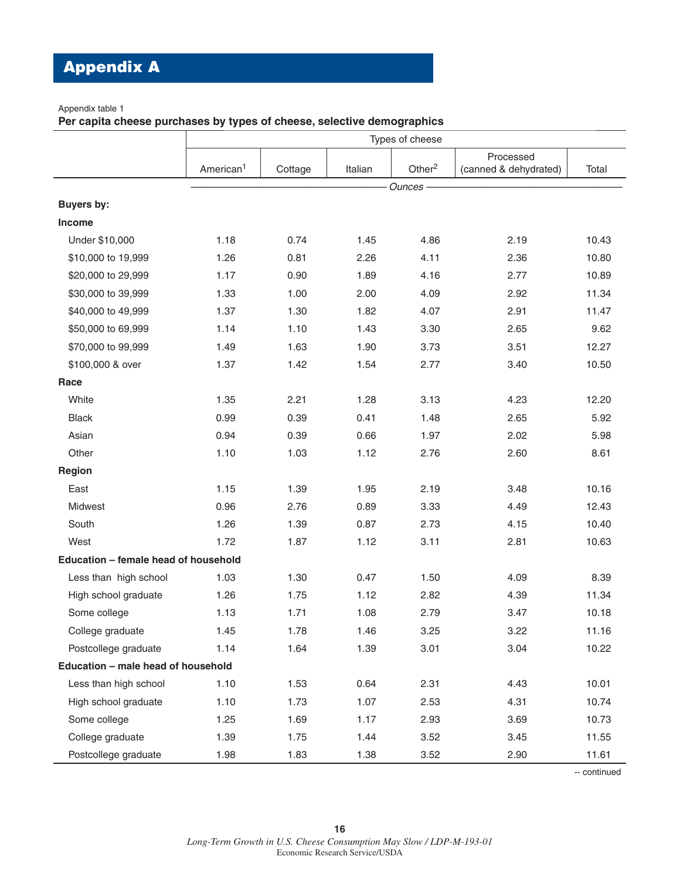# Appendix A

Appendix table 1

**Per capita cheese purchases by types of cheese, selective demographics**

| | Types of cheese | | | | | |
|---|---|---|---|---|---|---|
| | American[1] | Cottage | Italian | Other[2] | Processed (canned & dehydrated) | Total |
| | *Ounces* | | | | | |
| **Buyers by:** | | | | | | |
| **Income** | | | | | | |
| Under $10,000 | 1.18 | 0.74 | 1.45 | 4.86 | 2.19 | 10.43 |
| $10,000 to 19,999 | 1.26 | 0.81 | 2.26 | 4.11 | 2.36 | 10.80 |
| $20,000 to 29,999 | 1.17 | 0.90 | 1.89 | 4.16 | 2.77 | 10.89 |
| $30,000 to 39,999 | 1.33 | 1.00 | 2.00 | 4.09 | 2.92 | 11.34 |
| $40,000 to 49,999 | 1.37 | 1.30 | 1.82 | 4.07 | 2.91 | 11.47 |
| $50,000 to 69,999 | 1.14 | 1.10 | 1.43 | 3.30 | 2.65 | 9.62 |
| $70,000 to 99,999 | 1.49 | 1.63 | 1.90 | 3.73 | 3.51 | 12.27 |
| $100,000 & over | 1.37 | 1.42 | 1.54 | 2.77 | 3.40 | 10.50 |
| **Race** | | | | | | |
| White | 1.35 | 2.21 | 1.28 | 3.13 | 4.23 | 12.20 |
| Black | 0.99 | 0.39 | 0.41 | 1.48 | 2.65 | 5.92 |
| Asian | 0.94 | 0.39 | 0.66 | 1.97 | 2.02 | 5.98 |
| Other | 1.10 | 1.03 | 1.12 | 2.76 | 2.60 | 8.61 |
| **Region** | | | | | | |
| East | 1.15 | 1.39 | 1.95 | 2.19 | 3.48 | 10.16 |
| Midwest | 0.96 | 2.76 | 0.89 | 3.33 | 4.49 | 12.43 |
| South | 1.26 | 1.39 | 0.87 | 2.73 | 4.15 | 10.40 |
| West | 1.72 | 1.87 | 1.12 | 3.11 | 2.81 | 10.63 |
| **Education – female head of household** | | | | | | |
| Less than high school | 1.03 | 1.30 | 0.47 | 1.50 | 4.09 | 8.39 |
| High school graduate | 1.26 | 1.75 | 1.12 | 2.82 | 4.39 | 11.34 |
| Some college | 1.13 | 1.71 | 1.08 | 2.79 | 3.47 | 10.18 |
| College graduate | 1.45 | 1.78 | 1.46 | 3.25 | 3.22 | 11.16 |
| Postcollege graduate | 1.14 | 1.64 | 1.39 | 3.01 | 3.04 | 10.22 |
| **Education – male head of household** | | | | | | |
| Less than high school | 1.10 | 1.53 | 0.64 | 2.31 | 4.43 | 10.01 |
| High school graduate | 1.10 | 1.73 | 1.07 | 2.53 | 4.31 | 10.74 |
| Some college | 1.25 | 1.69 | 1.17 | 2.93 | 3.69 | 10.73 |
| College graduate | 1.39 | 1.75 | 1.44 | 3.52 | 3.45 | 11.55 |
| Postcollege graduate | 1.98 | 1.83 | 1.38 | 3.52 | 2.90 | 11.61 |

-- continued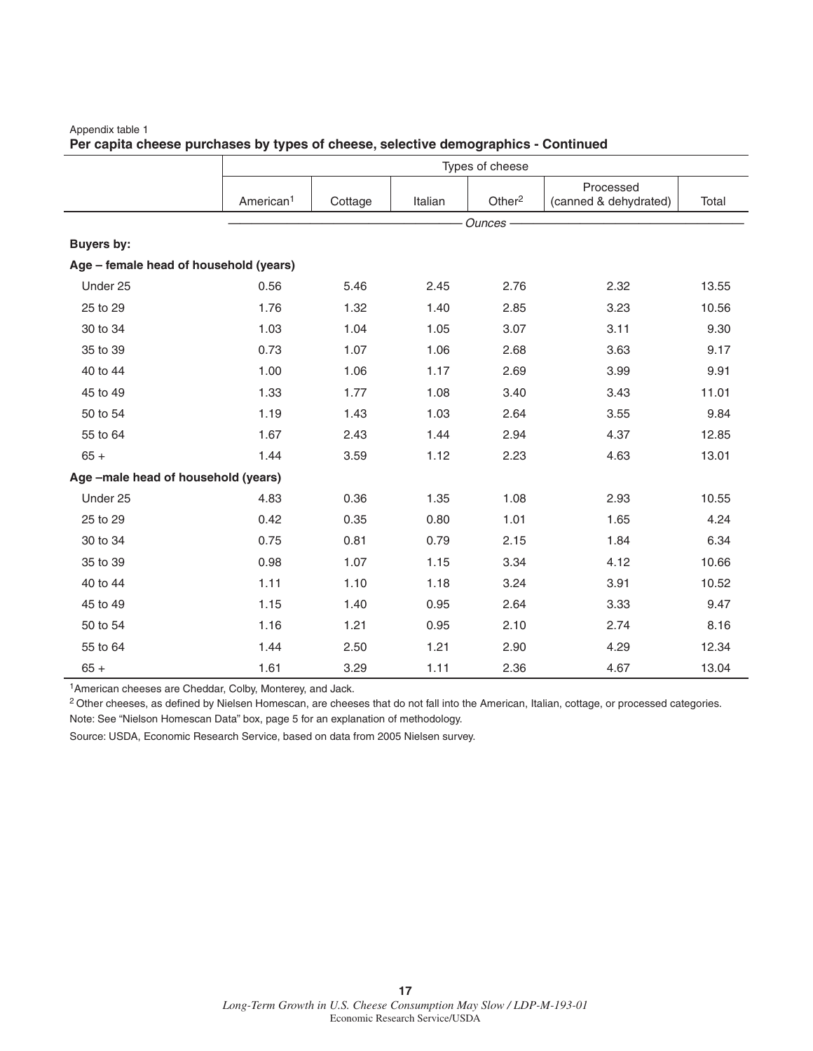Appendix table 1

**Per capita cheese purchases by types of cheese, selective demographics - Continued**

| | Types of cheese | | | | | |
|---|---|---|---|---|---|---|
| | American[1] | Cottage | Italian | Other[2] | Processed (canned & dehydrated) | Total |
| | *Ounces* | | | | | |
| **Buyers by:** | | | | | | |
| **Age – female head of household (years)** | | | | | | |
| Under 25 | 0.56 | 5.46 | 2.45 | 2.76 | 2.32 | 13.55 |
| 25 to 29 | 1.76 | 1.32 | 1.40 | 2.85 | 3.23 | 10.56 |
| 30 to 34 | 1.03 | 1.04 | 1.05 | 3.07 | 3.11 | 9.30 |
| 35 to 39 | 0.73 | 1.07 | 1.06 | 2.68 | 3.63 | 9.17 |
| 40 to 44 | 1.00 | 1.06 | 1.17 | 2.69 | 3.99 | 9.91 |
| 45 to 49 | 1.33 | 1.77 | 1.08 | 3.40 | 3.43 | 11.01 |
| 50 to 54 | 1.19 | 1.43 | 1.03 | 2.64 | 3.55 | 9.84 |
| 55 to 64 | 1.67 | 2.43 | 1.44 | 2.94 | 4.37 | 12.85 |
| 65 + | 1.44 | 3.59 | 1.12 | 2.23 | 4.63 | 13.01 |
| **Age –male head of household (years)** | | | | | | |
| Under 25 | 4.83 | 0.36 | 1.35 | 1.08 | 2.93 | 10.55 |
| 25 to 29 | 0.42 | 0.35 | 0.80 | 1.01 | 1.65 | 4.24 |
| 30 to 34 | 0.75 | 0.81 | 0.79 | 2.15 | 1.84 | 6.34 |
| 35 to 39 | 0.98 | 1.07 | 1.15 | 3.34 | 4.12 | 10.66 |
| 40 to 44 | 1.11 | 1.10 | 1.18 | 3.24 | 3.91 | 10.52 |
| 45 to 49 | 1.15 | 1.40 | 0.95 | 2.64 | 3.33 | 9.47 |
| 50 to 54 | 1.16 | 1.21 | 0.95 | 2.10 | 2.74 | 8.16 |
| 55 to 64 | 1.44 | 2.50 | 1.21 | 2.90 | 4.29 | 12.34 |
| 65 + | 1.61 | 3.29 | 1.11 | 2.36 | 4.67 | 13.04 |

[1]American cheeses are Cheddar, Colby, Monterey, and Jack.

[2] Other cheeses, as defined by Nielsen Homescan, are cheeses that do not fall into the American, Italian, cottage, or processed categories.

Note: See "Nielson Homescan Data" box, page 5 for an explanation of methodology.

Source: USDA, Economic Research Service, based on data from 2005 Nielsen survey.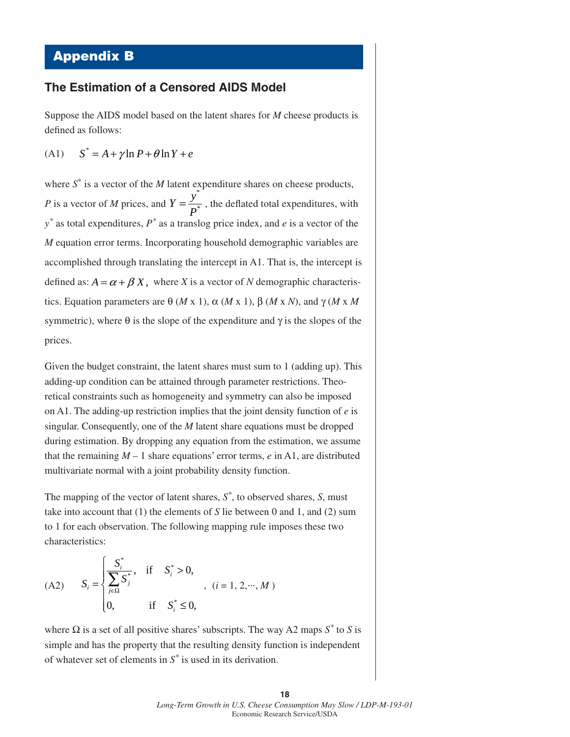# Appendix B

## The Estimation of a Censored AIDS Model

Suppose the AIDS model based on the latent shares for *M* cheese products is defined as follows:

$$\text{(A1)} \quad S^* = A + \gamma \ln P + \theta \ln Y + e$$

where $S^*$ is a vector of the *M* latent expenditure shares on cheese products, *P* is a vector of *M* prices, and $Y = \frac{y^*}{P^*}$, the deflated total expenditures, with $y^*$ as total expenditures, $P^*$ as a translog price index, and *e* is a vector of the *M* equation error terms. Incorporating household demographic variables are accomplished through translating the intercept in A1. That is, the intercept is defined as: $A = \alpha + \beta X$, where *X* is a vector of *N* demographic characteristics. Equation parameters are θ (*M* x 1), α (*M* x 1), β (*M* x *N*), and γ (*M* x *M* symmetric), where θ is the slope of the expenditure and γ is the slopes of the prices.

Given the budget constraint, the latent shares must sum to 1 (adding up). This adding-up condition can be attained through parameter restrictions. Theoretical constraints such as homogeneity and symmetry can also be imposed on A1. The adding-up restriction implies that the joint density function of *e* is singular. Consequently, one of the *M* latent share equations must be dropped during estimation. By dropping any equation from the estimation, we assume that the remaining *M* – 1 share equations' error terms, *e* in A1, are distributed multivariate normal with a joint probability density function.

The mapping of the vector of latent shares, $S^*$, to observed shares, *S*, must take into account that (1) the elements of *S* lie between 0 and 1, and (2) sum to 1 for each observation. The following mapping rule imposes these two characteristics:

$$\text{(A2)} \quad S_i = \begin{cases} \dfrac{S_i^*}{\sum_{j \in \Omega} S_j^*}, & \text{if} \quad S_i^* > 0, \\ 0, & \text{if} \quad S_i^* \leq 0, \end{cases} \quad , \ (i = 1, 2, \cdots, M)$$

where Ω is a set of all positive shares' subscripts. The way A2 maps $S^*$ to *S* is simple and has the property that the resulting density function is independent of whatever set of elements in $S^*$ is used in its derivation.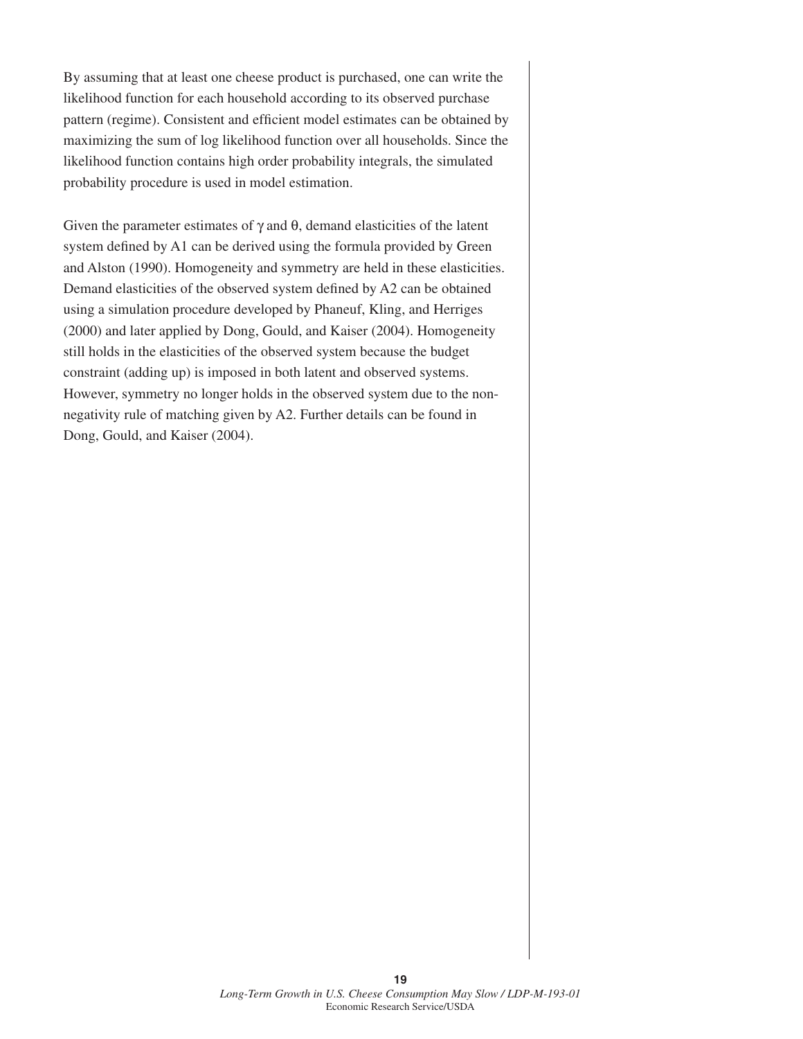By assuming that at least one cheese product is purchased, one can write the likelihood function for each household according to its observed purchase pattern (regime). Consistent and efficient model estimates can be obtained by maximizing the sum of log likelihood function over all households. Since the likelihood function contains high order probability integrals, the simulated probability procedure is used in model estimation.

Given the parameter estimates of $\gamma$ and $\theta$, demand elasticities of the latent system defined by A1 can be derived using the formula provided by Green and Alston (1990). Homogeneity and symmetry are held in these elasticities. Demand elasticities of the observed system defined by A2 can be obtained using a simulation procedure developed by Phaneuf, Kling, and Herriges (2000) and later applied by Dong, Gould, and Kaiser (2004). Homogeneity still holds in the elasticities of the observed system because the budget constraint (adding up) is imposed in both latent and observed systems. However, symmetry no longer holds in the observed system due to the non-negativity rule of matching given by A2. Further details can be found in Dong, Gould, and Kaiser (2004).